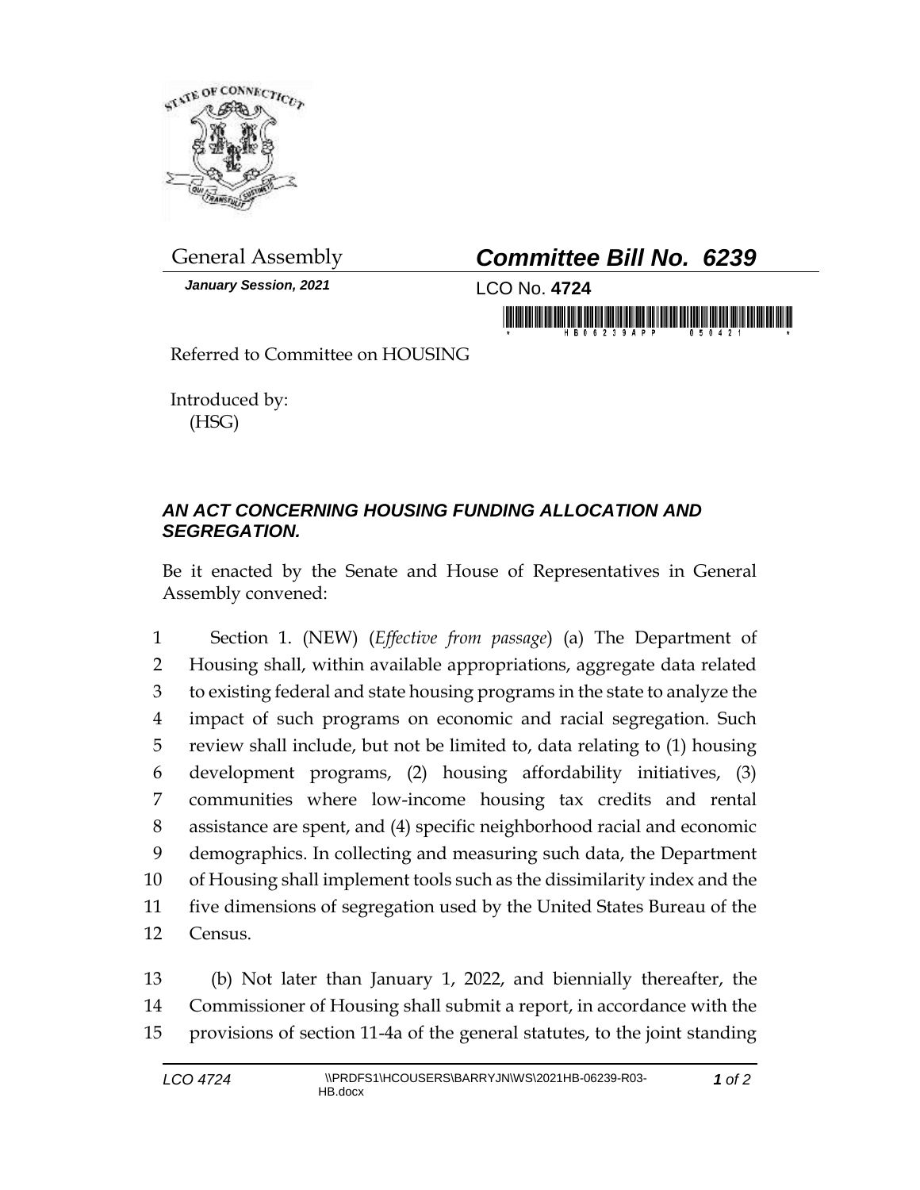General Assembly

***January Session, 2021***

# ***Committee Bill No. 6239***

LCO No. **4724**

Referred to Committee on HOUSING

Introduced by:
(HSG)

## ***AN ACT CONCERNING HOUSING FUNDING ALLOCATION AND SEGREGATION.***

Be it enacted by the Senate and House of Representatives in General Assembly convened:

Section 1. (NEW) (*Effective from passage*) (a) The Department of Housing shall, within available appropriations, aggregate data related to existing federal and state housing programs in the state to analyze the impact of such programs on economic and racial segregation. Such review shall include, but not be limited to, data relating to (1) housing development programs, (2) housing affordability initiatives, (3) communities where low-income housing tax credits and rental assistance are spent, and (4) specific neighborhood racial and economic demographics. In collecting and measuring such data, the Department of Housing shall implement tools such as the dissimilarity index and the five dimensions of segregation used by the United States Bureau of the Census.

(b) Not later than January 1, 2022, and biennially thereafter, the Commissioner of Housing shall submit a report, in accordance with the provisions of section 11-4a of the general statutes, to the joint standing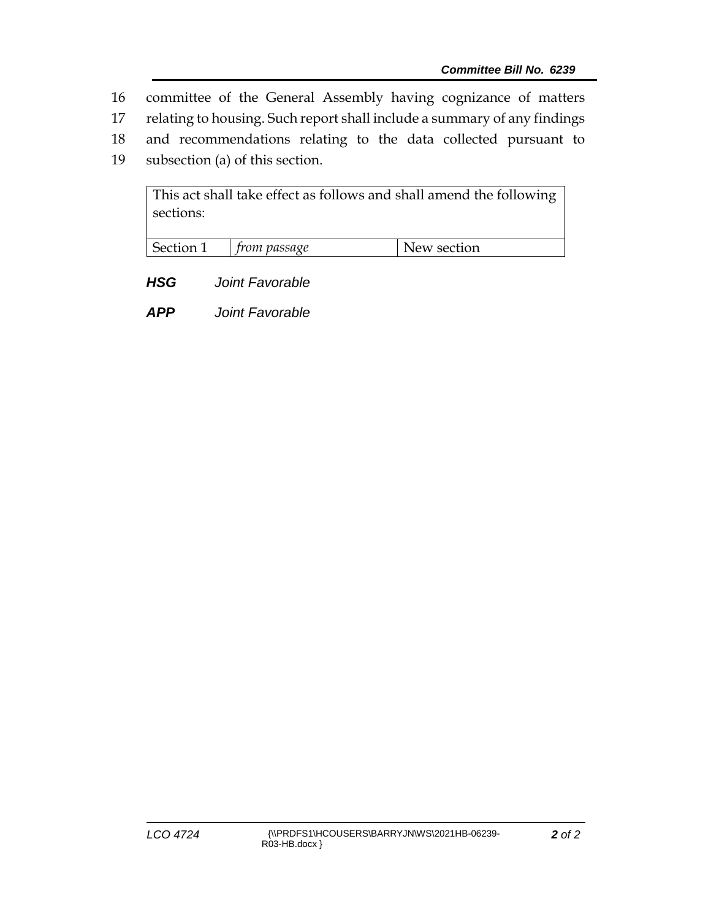16 committee of the General Assembly having cognizance of matters
17 relating to housing. Such report shall include a summary of any findings
18 and recommendations relating to the data collected pursuant to
19 subsection (a) of this section.

| This act shall take effect as follows and shall amend the following sections: | | |
|---|---|---|
| Section 1 | *from passage* | New section |

***HSG*** *Joint Favorable*

***APP*** *Joint Favorable*